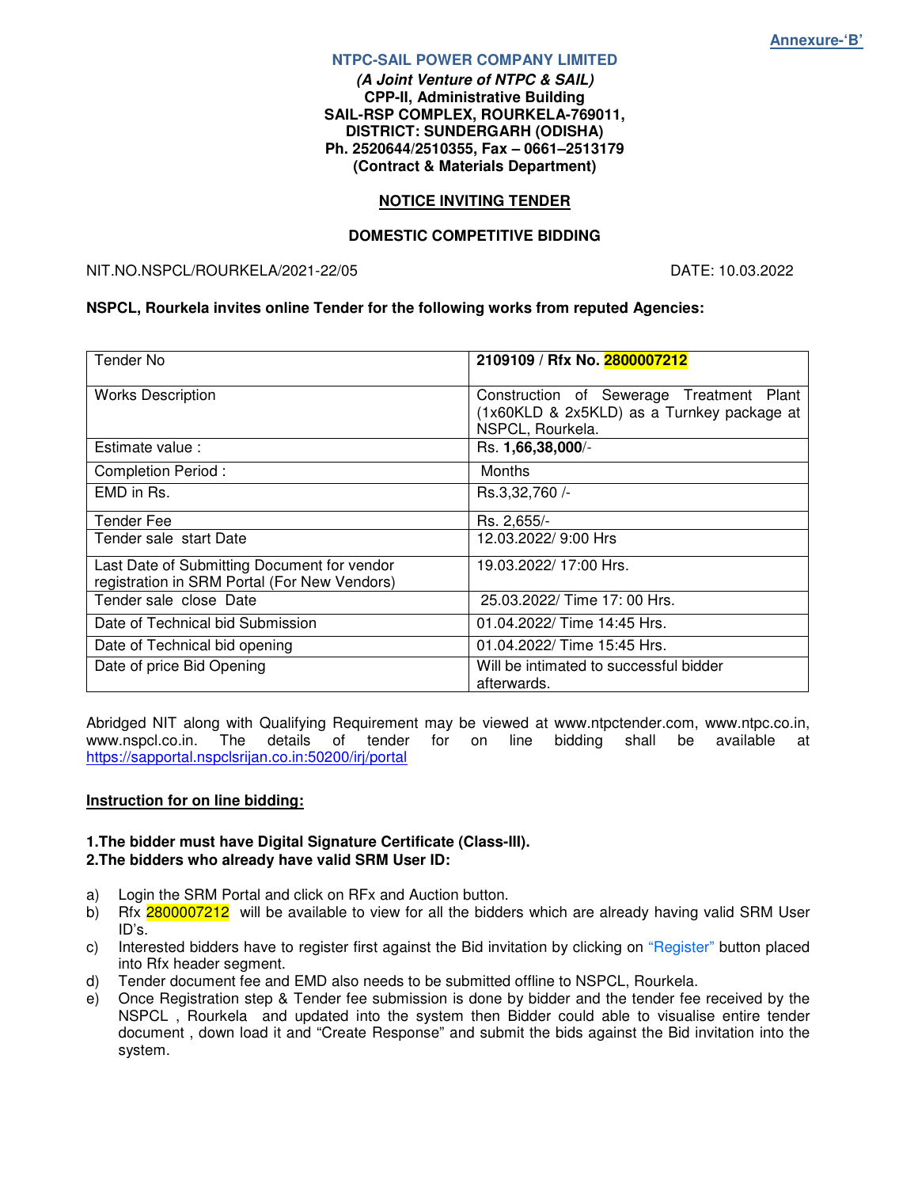**Annexure-'B'**

**NTPC-SAIL POWER COMPANY LIMITED**

***(A Joint Venture of NTPC & SAIL)***
**CPP-II, Administrative Building**
**SAIL-RSP COMPLEX, ROURKELA-769011,**
**DISTRICT: SUNDERGARH (ODISHA)**
**Ph. 2520644/2510355, Fax – 0661–2513179**
**(Contract & Materials Department)**

**NOTICE INVITING TENDER**

**DOMESTIC COMPETITIVE BIDDING**

NIT.NO.NSPCL/ROURKELA/2021-22/05 DATE: 10.03.2022

**NSPCL, Rourkela invites online Tender for the following works from reputed Agencies:**

| | |
|---|---|
| Tender No | **2109109** / **Rfx No. 2800007212** |
| Works Description | Construction of Sewerage Treatment Plant (1x60KLD & 2x5KLD) as a Turnkey package at NSPCL, Rourkela. |
| Estimate value : | Rs. **1,66,38,000**/- |
| Completion Period : | Months |
| EMD in Rs. | Rs.3,32,760 /- |
| Tender Fee | Rs. 2,655/- |
| Tender sale start Date | 12.03.2022/ 9:00 Hrs |
| Last Date of Submitting Document for vendor registration in SRM Portal (For New Vendors) | 19.03.2022/ 17:00 Hrs. |
| Tender sale close Date | 25.03.2022/ Time 17: 00 Hrs. |
| Date of Technical bid Submission | 01.04.2022/ Time 14:45 Hrs. |
| Date of Technical bid opening | 01.04.2022/ Time 15:45 Hrs. |
| Date of price Bid Opening | Will be intimated to successful bidder afterwards. |

Abridged NIT along with Qualifying Requirement may be viewed at www.ntpctender.com, www.ntpc.co.in, www.nspcl.co.in. The details of tender for on line bidding shall be available at https://sapportal.nspclsrijan.co.in:50200/irj/portal

**Instruction for on line bidding:**

**1.The bidder must have Digital Signature Certificate (Class-III).**
**2.The bidders who already have valid SRM User ID:**

a) Login the SRM Portal and click on RFx and Auction button.
b) Rfx 2800007212 will be available to view for all the bidders which are already having valid SRM User ID's.
c) Interested bidders have to register first against the Bid invitation by clicking on "Register" button placed into Rfx header segment.
d) Tender document fee and EMD also needs to be submitted offline to NSPCL, Rourkela.
e) Once Registration step & Tender fee submission is done by bidder and the tender fee received by the NSPCL , Rourkela and updated into the system then Bidder could able to visualise entire tender document , down load it and "Create Response" and submit the bids against the Bid invitation into the system.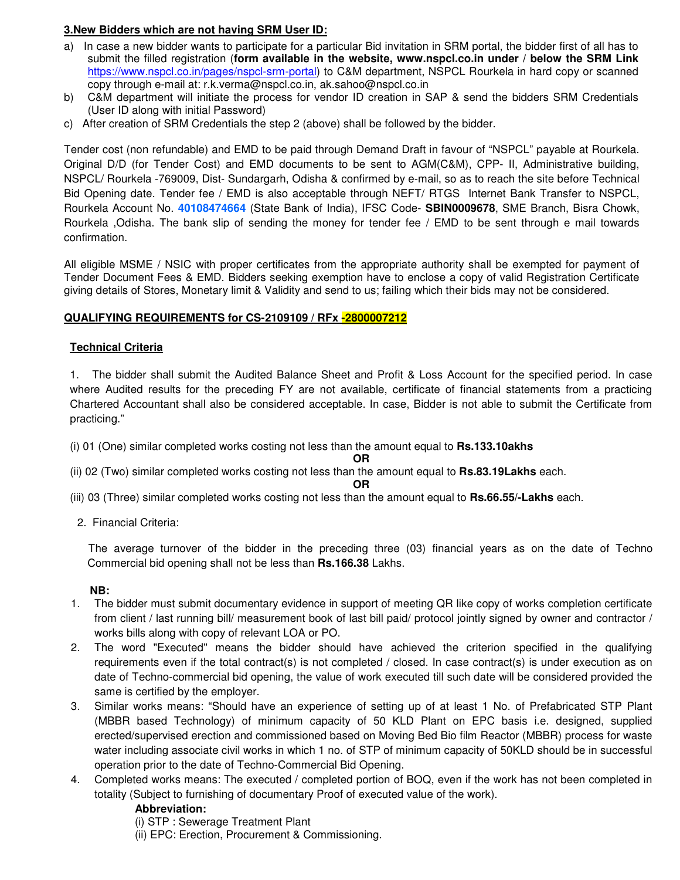**3.New Bidders which are not having SRM User ID:**

a) In case a new bidder wants to participate for a particular Bid invitation in SRM portal, the bidder first of all has to submit the filled registration (**form available in the website, www.nspcl.co.in under / below the SRM Link** https://www.nspcl.co.in/pages/nspcl-srm-portal) to C&M department, NSPCL Rourkela in hard copy or scanned copy through e-mail at: r.k.verma@nspcl.co.in, ak.sahoo@nspcl.co.in

b) C&M department will initiate the process for vendor ID creation in SAP & send the bidders SRM Credentials (User ID along with initial Password)

c) After creation of SRM Credentials the step 2 (above) shall be followed by the bidder.

Tender cost (non refundable) and EMD to be paid through Demand Draft in favour of "NSPCL" payable at Rourkela. Original D/D (for Tender Cost) and EMD documents to be sent to AGM(C&M), CPP- II, Administrative building, NSPCL/ Rourkela -769009, Dist- Sundargarh, Odisha & confirmed by e-mail, so as to reach the site before Technical Bid Opening date. Tender fee / EMD is also acceptable through NEFT/ RTGS Internet Bank Transfer to NSPCL, Rourkela Account No. **40108474664** (State Bank of India), IFSC Code- **SBIN0009678**, SME Branch, Bisra Chowk, Rourkela ,Odisha. The bank slip of sending the money for tender fee / EMD to be sent through e mail towards confirmation.

All eligible MSME / NSIC with proper certificates from the appropriate authority shall be exempted for payment of Tender Document Fees & EMD. Bidders seeking exemption have to enclose a copy of valid Registration Certificate giving details of Stores, Monetary limit & Validity and send to us; failing which their bids may not be considered.

**QUALIFYING REQUIREMENTS for CS-2109109 / RFx -2800007212**

**Technical Criteria**

1. The bidder shall submit the Audited Balance Sheet and Profit & Loss Account for the specified period. In case where Audited results for the preceding FY are not available, certificate of financial statements from a practicing Chartered Accountant shall also be considered acceptable. In case, Bidder is not able to submit the Certificate from practicing."

(i) 01 (One) similar completed works costing not less than the amount equal to **Rs.133.10akhs**

**OR**

(ii) 02 (Two) similar completed works costing not less than the amount equal to **Rs.83.19Lakhs** each.

**OR**

(iii) 03 (Three) similar completed works costing not less than the amount equal to **Rs.66.55/-Lakhs** each.

2. Financial Criteria:

The average turnover of the bidder in the preceding three (03) financial years as on the date of Techno Commercial bid opening shall not be less than **Rs.166.38** Lakhs.

**NB:**

1. The bidder must submit documentary evidence in support of meeting QR like copy of works completion certificate from client / last running bill/ measurement book of last bill paid/ protocol jointly signed by owner and contractor / works bills along with copy of relevant LOA or PO.
2. The word "Executed" means the bidder should have achieved the criterion specified in the qualifying requirements even if the total contract(s) is not completed / closed. In case contract(s) is under execution as on date of Techno-commercial bid opening, the value of work executed till such date will be considered provided the same is certified by the employer.
3. Similar works means: "Should have an experience of setting up of at least 1 No. of Prefabricated STP Plant (MBBR based Technology) of minimum capacity of 50 KLD Plant on EPC basis i.e. designed, supplied erected/supervised erection and commissioned based on Moving Bed Bio film Reactor (MBBR) process for waste water including associate civil works in which 1 no. of STP of minimum capacity of 50KLD should be in successful operation prior to the date of Techno-Commercial Bid Opening.
4. Completed works means: The executed / completed portion of BOQ, even if the work has not been completed in totality (Subject to furnishing of documentary Proof of executed value of the work).

**Abbreviation:**

(i) STP : Sewerage Treatment Plant

(ii) EPC: Erection, Procurement & Commissioning.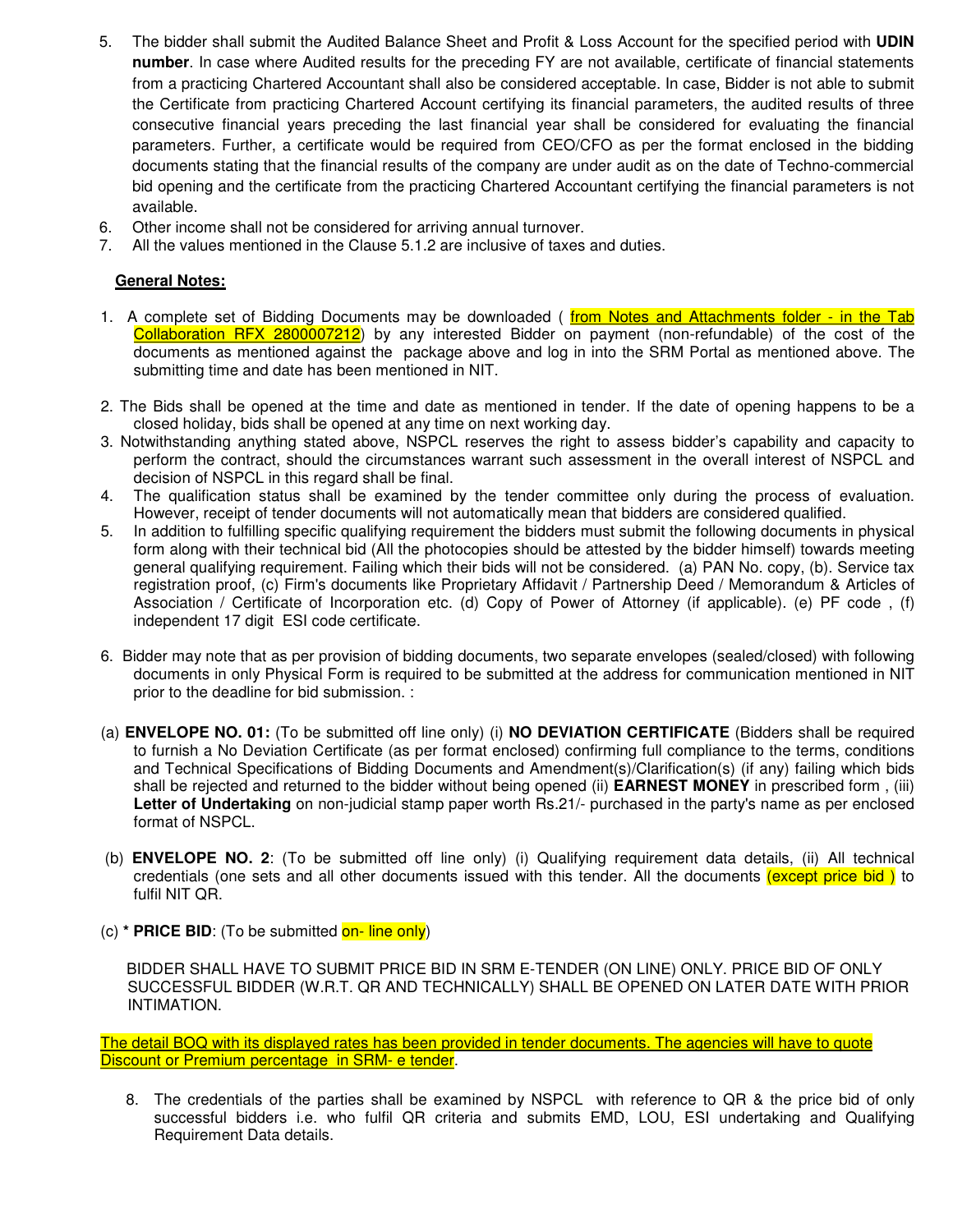5. The bidder shall submit the Audited Balance Sheet and Profit & Loss Account for the specified period with **UDIN number**. In case where Audited results for the preceding FY are not available, certificate of financial statements from a practicing Chartered Accountant shall also be considered acceptable. In case, Bidder is not able to submit the Certificate from practicing Chartered Account certifying its financial parameters, the audited results of three consecutive financial years preceding the last financial year shall be considered for evaluating the financial parameters. Further, a certificate would be required from CEO/CFO as per the format enclosed in the bidding documents stating that the financial results of the company are under audit as on the date of Techno-commercial bid opening and the certificate from the practicing Chartered Accountant certifying the financial parameters is not available.
6. Other income shall not be considered for arriving annual turnover.
7. All the values mentioned in the Clause 5.1.2 are inclusive of taxes and duties.

**General Notes:**

1. A complete set of Bidding Documents may be downloaded ( from Notes and Attachments folder - in the Tab Collaboration RFX 2800007212) by any interested Bidder on payment (non-refundable) of the cost of the documents as mentioned against the package above and log in into the SRM Portal as mentioned above. The submitting time and date has been mentioned in NIT.
2. The Bids shall be opened at the time and date as mentioned in tender. If the date of opening happens to be a closed holiday, bids shall be opened at any time on next working day.
3. Notwithstanding anything stated above, NSPCL reserves the right to assess bidder's capability and capacity to perform the contract, should the circumstances warrant such assessment in the overall interest of NSPCL and decision of NSPCL in this regard shall be final.
4. The qualification status shall be examined by the tender committee only during the process of evaluation. However, receipt of tender documents will not automatically mean that bidders are considered qualified.
5. In addition to fulfilling specific qualifying requirement the bidders must submit the following documents in physical form along with their technical bid (All the photocopies should be attested by the bidder himself) towards meeting general qualifying requirement. Failing which their bids will not be considered. (a) PAN No. copy, (b). Service tax registration proof, (c) Firm's documents like Proprietary Affidavit / Partnership Deed / Memorandum & Articles of Association / Certificate of Incorporation etc. (d) Copy of Power of Attorney (if applicable). (e) PF code , (f) independent 17 digit ESI code certificate.
6. Bidder may note that as per provision of bidding documents, two separate envelopes (sealed/closed) with following documents in only Physical Form is required to be submitted at the address for communication mentioned in NIT prior to the deadline for bid submission. :

(a) **ENVELOPE NO. 01:** (To be submitted off line only) (i) **NO DEVIATION CERTIFICATE** (Bidders shall be required to furnish a No Deviation Certificate (as per format enclosed) confirming full compliance to the terms, conditions and Technical Specifications of Bidding Documents and Amendment(s)/Clarification(s) (if any) failing which bids shall be rejected and returned to the bidder without being opened (ii) **EARNEST MONEY** in prescribed form , (iii) **Letter of Undertaking** on non-judicial stamp paper worth Rs.21/- purchased in the party's name as per enclosed format of NSPCL.

(b) **ENVELOPE NO. 2**: (To be submitted off line only) (i) Qualifying requirement data details, (ii) All technical credentials (one sets and all other documents issued with this tender. All the documents (except price bid ) to fulfil NIT QR.

(c) *** PRICE BID**: (To be submitted on- line only)

BIDDER SHALL HAVE TO SUBMIT PRICE BID IN SRM E-TENDER (ON LINE) ONLY. PRICE BID OF ONLY SUCCESSFUL BIDDER (W.R.T. QR AND TECHNICALLY) SHALL BE OPENED ON LATER DATE WITH PRIOR INTIMATION.

The detail BOQ with its displayed rates has been provided in tender documents. The agencies will have to quote Discount or Premium percentage in SRM- e tender.

8. The credentials of the parties shall be examined by NSPCL with reference to QR & the price bid of only successful bidders i.e. who fulfil QR criteria and submits EMD, LOU, ESI undertaking and Qualifying Requirement Data details.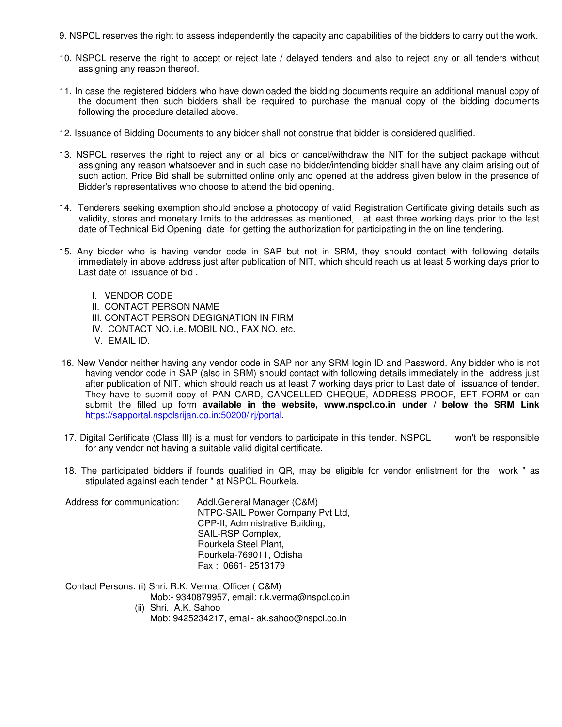9. NSPCL reserves the right to assess independently the capacity and capabilities of the bidders to carry out the work.

10. NSPCL reserve the right to accept or reject late / delayed tenders and also to reject any or all tenders without assigning any reason thereof.

11. In case the registered bidders who have downloaded the bidding documents require an additional manual copy of the document then such bidders shall be required to purchase the manual copy of the bidding documents following the procedure detailed above.

12. Issuance of Bidding Documents to any bidder shall not construe that bidder is considered qualified.

13. NSPCL reserves the right to reject any or all bids or cancel/withdraw the NIT for the subject package without assigning any reason whatsoever and in such case no bidder/intending bidder shall have any claim arising out of such action. Price Bid shall be submitted online only and opened at the address given below in the presence of Bidder's representatives who choose to attend the bid opening.

14. Tenderers seeking exemption should enclose a photocopy of valid Registration Certificate giving details such as validity, stores and monetary limits to the addresses as mentioned, at least three working days prior to the last date of Technical Bid Opening date for getting the authorization for participating in the on line tendering.

15. Any bidder who is having vendor code in SAP but not in SRM, they should contact with following details immediately in above address just after publication of NIT, which should reach us at least 5 working days prior to Last date of issuance of bid .

    I. VENDOR CODE
    II. CONTACT PERSON NAME
    III. CONTACT PERSON DEGIGNATION IN FIRM
    IV. CONTACT NO. i.e. MOBIL NO., FAX NO. etc.
    V. EMAIL ID.

16. New Vendor neither having any vendor code in SAP nor any SRM login ID and Password. Any bidder who is not having vendor code in SAP (also in SRM) should contact with following details immediately in the address just after publication of NIT, which should reach us at least 7 working days prior to Last date of issuance of tender. They have to submit copy of PAN CARD, CANCELLED CHEQUE, ADDRESS PROOF, EFT FORM or can submit the filled up form **available in the website, www.nspcl.co.in under / below the SRM Link** https://sapportal.nspclsrijan.co.in:50200/irj/portal.

17. Digital Certificate (Class III) is a must for vendors to participate in this tender. NSPCL won't be responsible for any vendor not having a suitable valid digital certificate.

18. The participated bidders if founds qualified in QR, may be eligible for vendor enlistment for the work " as stipulated against each tender " at NSPCL Rourkela.

Address for communication: Addl.General Manager (C&M)
NTPC-SAIL Power Company Pvt Ltd,
CPP-II, Administrative Building,
SAIL-RSP Complex,
Rourkela Steel Plant,
Rourkela-769011, Odisha
Fax : 0661- 2513179

Contact Persons. (i) Shri. R.K. Verma, Officer ( C&M)
Mob:- 9340879957, email: r.k.verma@nspcl.co.in
(ii) Shri. A.K. Sahoo
Mob: 9425234217, email- ak.sahoo@nspcl.co.in